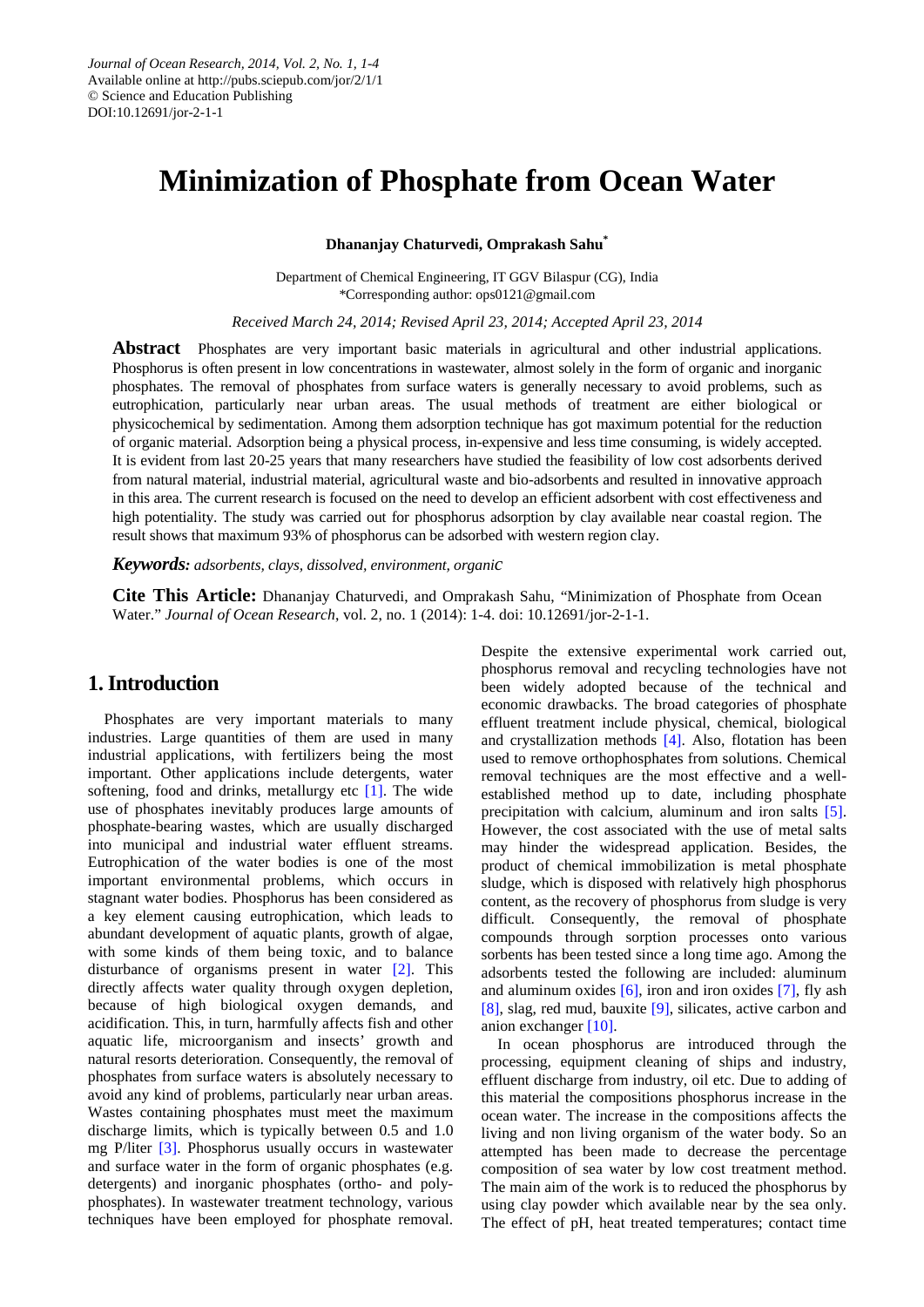# Minimization of Phosphate from Ocean Water

**Dhananjay Chaturvedi, Omprakash Sahu***

Department of Chemical Engineering, IT GGV Bilaspur (CG), India
*Corresponding author: ops0121@gmail.com

*Received March 24, 2014; Revised April 23, 2014; Accepted April 23, 2014*

**Abstract** Phosphates are very important basic materials in agricultural and other industrial applications. Phosphorus is often present in low concentrations in wastewater, almost solely in the form of organic and inorganic phosphates. The removal of phosphates from surface waters is generally necessary to avoid problems, such as eutrophication, particularly near urban areas. The usual methods of treatment are either biological or physicochemical by sedimentation. Among them adsorption technique has got maximum potential for the reduction of organic material. Adsorption being a physical process, in-expensive and less time consuming, is widely accepted. It is evident from last 20-25 years that many researchers have studied the feasibility of low cost adsorbents derived from natural material, industrial material, agricultural waste and bio-adsorbents and resulted in innovative approach in this area. The current research is focused on the need to develop an efficient adsorbent with cost effectiveness and high potentiality. The study was carried out for phosphorus adsorption by clay available near coastal region. The result shows that maximum 93% of phosphorus can be adsorbed with western region clay.

***Keywords:*** *adsorbents, clays, dissolved, environment, organic*

**Cite This Article:** Dhananjay Chaturvedi, and Omprakash Sahu, "Minimization of Phosphate from Ocean Water." *Journal of Ocean Research*, vol. 2, no. 1 (2014): 1-4. doi: 10.12691/jor-2-1-1.

## 1. Introduction

Phosphates are very important materials to many industries. Large quantities of them are used in many industrial applications, with fertilizers being the most important. Other applications include detergents, water softening, food and drinks, metallurgy etc [1]. The wide use of phosphates inevitably produces large amounts of phosphate-bearing wastes, which are usually discharged into municipal and industrial water effluent streams. Eutrophication of the water bodies is one of the most important environmental problems, which occurs in stagnant water bodies. Phosphorus has been considered as a key element causing eutrophication, which leads to abundant development of aquatic plants, growth of algae, with some kinds of them being toxic, and to balance disturbance of organisms present in water [2]. This directly affects water quality through oxygen depletion, because of high biological oxygen demands, and acidification. This, in turn, harmfully affects fish and other aquatic life, microorganism and insects' growth and natural resorts deterioration. Consequently, the removal of phosphates from surface waters is absolutely necessary to avoid any kind of problems, particularly near urban areas. Wastes containing phosphates must meet the maximum discharge limits, which is typically between 0.5 and 1.0 mg P/liter [3]. Phosphorus usually occurs in wastewater and surface water in the form of organic phosphates (e.g. detergents) and inorganic phosphates (ortho- and poly-phosphates). In wastewater treatment technology, various techniques have been employed for phosphate removal. Despite the extensive experimental work carried out, phosphorus removal and recycling technologies have not been widely adopted because of the technical and economic drawbacks. The broad categories of phosphate effluent treatment include physical, chemical, biological and crystallization methods [4]. Also, flotation has been used to remove orthophosphates from solutions. Chemical removal techniques are the most effective and a well-established method up to date, including phosphate precipitation with calcium, aluminum and iron salts [5]. However, the cost associated with the use of metal salts may hinder the widespread application. Besides, the product of chemical immobilization is metal phosphate sludge, which is disposed with relatively high phosphorus content, as the recovery of phosphorus from sludge is very difficult. Consequently, the removal of phosphate compounds through sorption processes onto various sorbents has been tested since a long time ago. Among the adsorbents tested the following are included: aluminum and aluminum oxides [6], iron and iron oxides [7], fly ash [8], slag, red mud, bauxite [9], silicates, active carbon and anion exchanger [10].

In ocean phosphorus are introduced through the processing, equipment cleaning of ships and industry, effluent discharge from industry, oil etc. Due to adding of this material the compositions phosphorus increase in the ocean water. The increase in the compositions affects the living and non living organism of the water body. So an attempted has been made to decrease the percentage composition of sea water by low cost treatment method. The main aim of the work is to reduced the phosphorus by using clay powder which available near by the sea only. The effect of pH, heat treated temperatures; contact time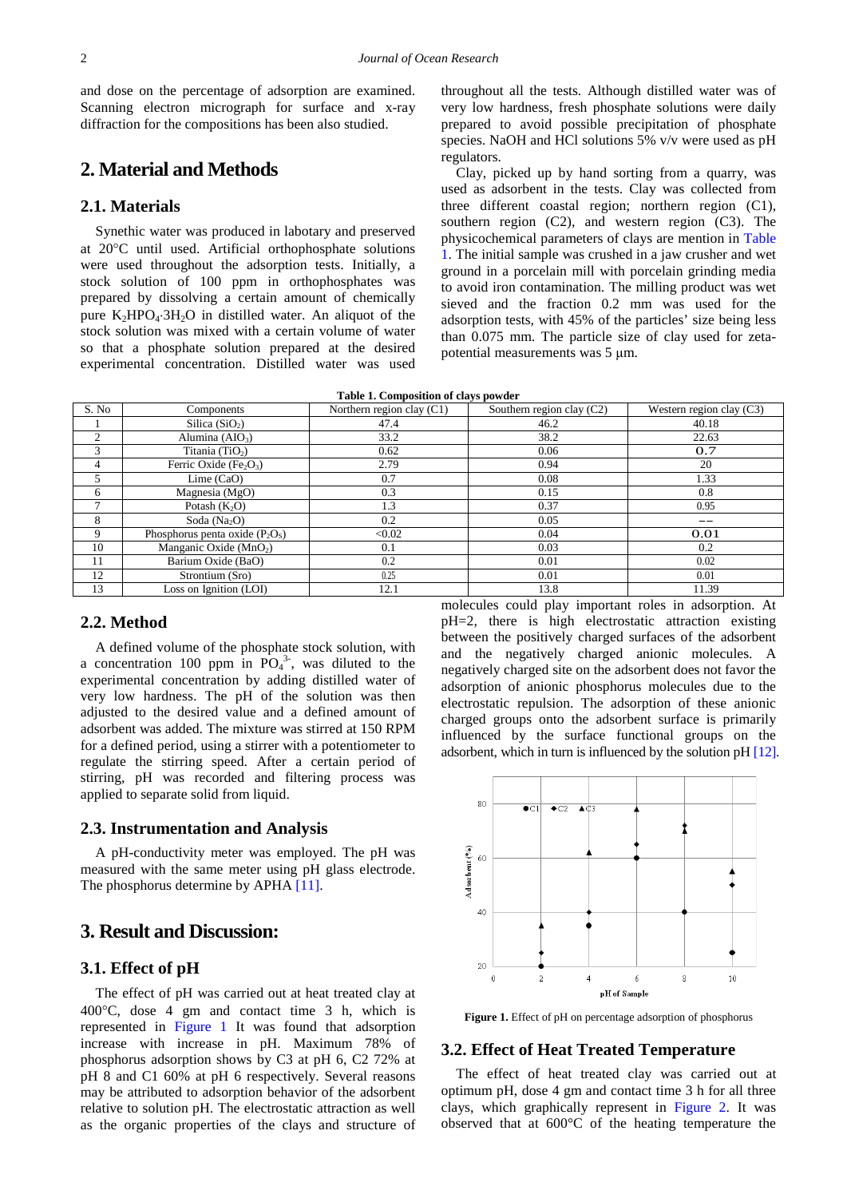and dose on the percentage of adsorption are examined. Scanning electron micrograph for surface and x-ray diffraction for the compositions has been also studied.

## 2. Material and Methods

### 2.1. Materials

Synethic water was produced in labotary and preserved at 20°C until used. Artificial orthophosphate solutions were used throughout the adsorption tests. Initially, a stock solution of 100 ppm in orthophosphates was prepared by dissolving a certain amount of chemically pure $K_2HPO_4{\cdot}3H_2O$ in distilled water. An aliquot of the stock solution was mixed with a certain volume of water so that a phosphate solution prepared at the desired experimental concentration. Distilled water was used throughout all the tests. Although distilled water was of very low hardness, fresh phosphate solutions were daily prepared to avoid possible precipitation of phosphate species. NaOH and HCl solutions 5% v/v were used as pH regulators.

Clay, picked up by hand sorting from a quarry, was used as adsorbent in the tests. Clay was collected from three different coastal region; northern region (C1), southern region (C2), and western region (C3). The physicochemical parameters of clays are mention in Table 1. The initial sample was crushed in a jaw crusher and wet ground in a porcelain mill with porcelain grinding media to avoid iron contamination. The milling product was wet sieved and the fraction 0.2 mm was used for the adsorption tests, with 45% of the particles' size being less than 0.075 mm. The particle size of clay used for zeta-potential measurements was 5 μm.

**Table 1. Composition of clays powder**

| S. No | Components | Northern region clay (C1) | Southern region clay (C2) | Western region clay (C3) |
|---|---|---|---|---|
| 1 | Silica ($SiO_2$) | 47.4 | 46.2 | 40.18 |
| 2 | Alumina ($AlO_3$) | 33.2 | 38.2 | 22.63 |
| 3 | Titania ($TiO_2$) | 0.62 | 0.06 | 0.7 |
| 4 | Ferric Oxide ($Fe_2O_3$) | 2.79 | 0.94 | 20 |
| 5 | Lime (CaO) | 0.7 | 0.08 | 1.33 |
| 6 | Magnesia (MgO) | 0.3 | 0.15 | 0.8 |
| 7 | Potash ($K_2O$) | 1.3 | 0.37 | 0.95 |
| 8 | Soda ($Na_2O$) | 0.2 | 0.05 | -- |
| 9 | Phosphorus penta oxide ($P_2O_5$) | <0.02 | 0.04 | 0.01 |
| 10 | Manganic Oxide ($MnO_2$) | 0.1 | 0.03 | 0.2 |
| 11 | Barium Oxide (BaO) | 0.2 | 0.01 | 0.02 |
| 12 | Strontium (Sro) | 0.25 | 0.01 | 0.01 |
| 13 | Loss on Ignition (LOI) | 12.1 | 13.8 | 11.39 |

### 2.2. Method

A defined volume of the phosphate stock solution, with a concentration 100 ppm in $PO_4^{3-}$, was diluted to the experimental concentration by adding distilled water of very low hardness. The pH of the solution was then adjusted to the desired value and a defined amount of adsorbent was added. The mixture was stirred at 150 RPM for a defined period, using a stirrer with a potentiometer to regulate the stirring speed. After a certain period of stirring, pH was recorded and filtering process was applied to separate solid from liquid.

### 2.3. Instrumentation and Analysis

A pH-conductivity meter was employed. The pH was measured with the same meter using pH glass electrode. The phosphorus determine by APHA [11].

## 3. Result and Discussion:

### 3.1. Effect of pH

The effect of pH was carried out at heat treated clay at 400°C, dose 4 gm and contact time 3 h, which is represented in Figure 1 It was found that adsorption increase with increase in pH. Maximum 78% of phosphorus adsorption shows by C3 at pH 6, C2 72% at pH 8 and C1 60% at pH 6 respectively. Several reasons may be attributed to adsorption behavior of the adsorbent relative to solution pH. The electrostatic attraction as well as the organic properties of the clays and structure of molecules could play important roles in adsorption. At pH=2, there is high electrostatic attraction existing between the positively charged surfaces of the adsorbent and the negatively charged anionic molecules. A negatively charged site on the adsorbent does not favor the adsorption of anionic phosphorus molecules due to the electrostatic repulsion. The adsorption of these anionic charged groups onto the adsorbent surface is primarily influenced by the surface functional groups on the adsorbent, which in turn is influenced by the solution pH [12].

**Figure 1.** Effect of pH on percentage adsorption of phosphorus

### 3.2. Effect of Heat Treated Temperature

The effect of heat treated clay was carried out at optimum pH, dose 4 gm and contact time 3 h for all three clays, which graphically represent in Figure 2. It was observed that at 600°C of the heating temperature the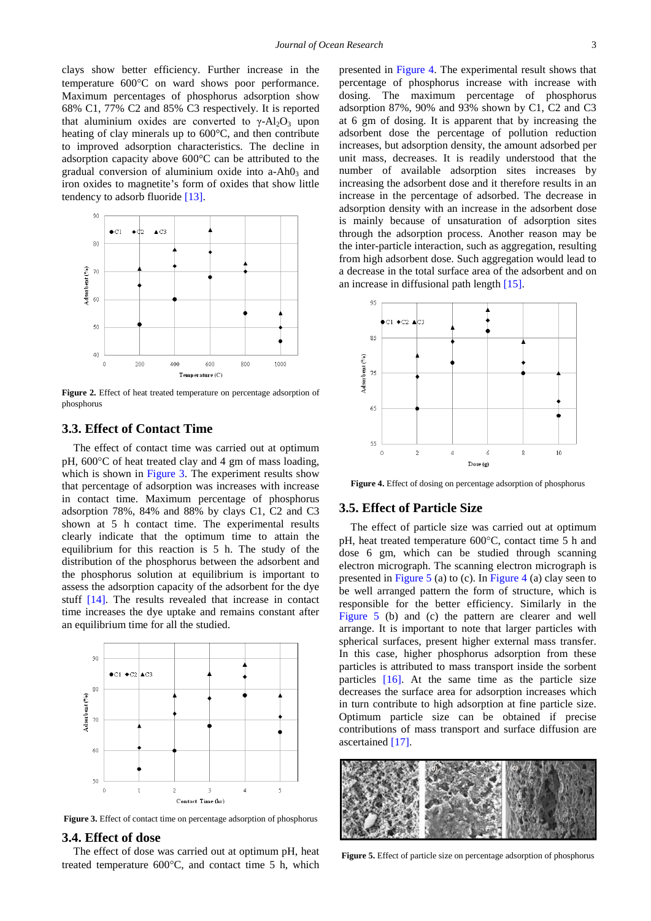clays show better efficiency. Further increase in the temperature 600°C on ward shows poor performance. Maximum percentages of phosphorus adsorption show 68% C1, 77% C2 and 85% C3 respectively. It is reported that aluminium oxides are converted to γ-$Al_2O_3$ upon heating of clay minerals up to 600°C, and then contribute to improved adsorption characteristics. The decline in adsorption capacity above 600°C can be attributed to the gradual conversion of aluminium oxide into a-$Ah0_3$ and iron oxides to magnetite's form of oxides that show little tendency to adsorb fluoride [13].

**Figure 2.** Effect of heat treated temperature on percentage adsorption of phosphorus

### 3.3. Effect of Contact Time

The effect of contact time was carried out at optimum pH, 600°C of heat treated clay and 4 gm of mass loading, which is shown in Figure 3. The experiment results show that percentage of adsorption was increases with increase in contact time. Maximum percentage of phosphorus adsorption 78%, 84% and 88% by clays C1, C2 and C3 shown at 5 h contact time. The experimental results clearly indicate that the optimum time to attain the equilibrium for this reaction is 5 h. The study of the distribution of the phosphorus between the adsorbent and the phosphorus solution at equilibrium is important to assess the adsorption capacity of the adsorbent for the dye stuff [14]. The results revealed that increase in contact time increases the dye uptake and remains constant after an equilibrium time for all the studied.

**Figure 3.** Effect of contact time on percentage adsorption of phosphorus

### 3.4. Effect of dose

The effect of dose was carried out at optimum pH, heat treated temperature 600°C, and contact time 5 h, which presented in Figure 4. The experimental result shows that percentage of phosphorus increase with increase with dosing. The maximum percentage of phosphorus adsorption 87%, 90% and 93% shown by C1, C2 and C3 at 6 gm of dosing. It is apparent that by increasing the adsorbent dose the percentage of pollution reduction increases, but adsorption density, the amount adsorbed per unit mass, decreases. It is readily understood that the number of available adsorption sites increases by increasing the adsorbent dose and it therefore results in an increase in the percentage of adsorbed. The decrease in adsorption density with an increase in the adsorbent dose is mainly because of unsaturation of adsorption sites through the adsorption process. Another reason may be the inter-particle interaction, such as aggregation, resulting from high adsorbent dose. Such aggregation would lead to a decrease in the total surface area of the adsorbent and on an increase in diffusional path length [15].

**Figure 4.** Effect of dosing on percentage adsorption of phosphorus

### 3.5. Effect of Particle Size

The effect of particle size was carried out at optimum pH, heat treated temperature 600°C, contact time 5 h and dose 6 gm, which can be studied through scanning electron micrograph. The scanning electron micrograph is presented in Figure 5 (a) to (c). In Figure 4 (a) clay seen to be well arranged pattern the form of structure, which is responsible for the better efficiency. Similarly in the Figure 5 (b) and (c) the pattern are clearer and well arrange. It is important to note that larger particles with spherical surfaces, present higher external mass transfer. In this case, higher phosphorus adsorption from these particles is attributed to mass transport inside the sorbent particles [16]. At the same time as the particle size decreases the surface area for adsorption increases which in turn contribute to high adsorption at fine particle size. Optimum particle size can be obtained if precise contributions of mass transport and surface diffusion are ascertained [17].

**Figure 5.** Effect of particle size on percentage adsorption of phosphorus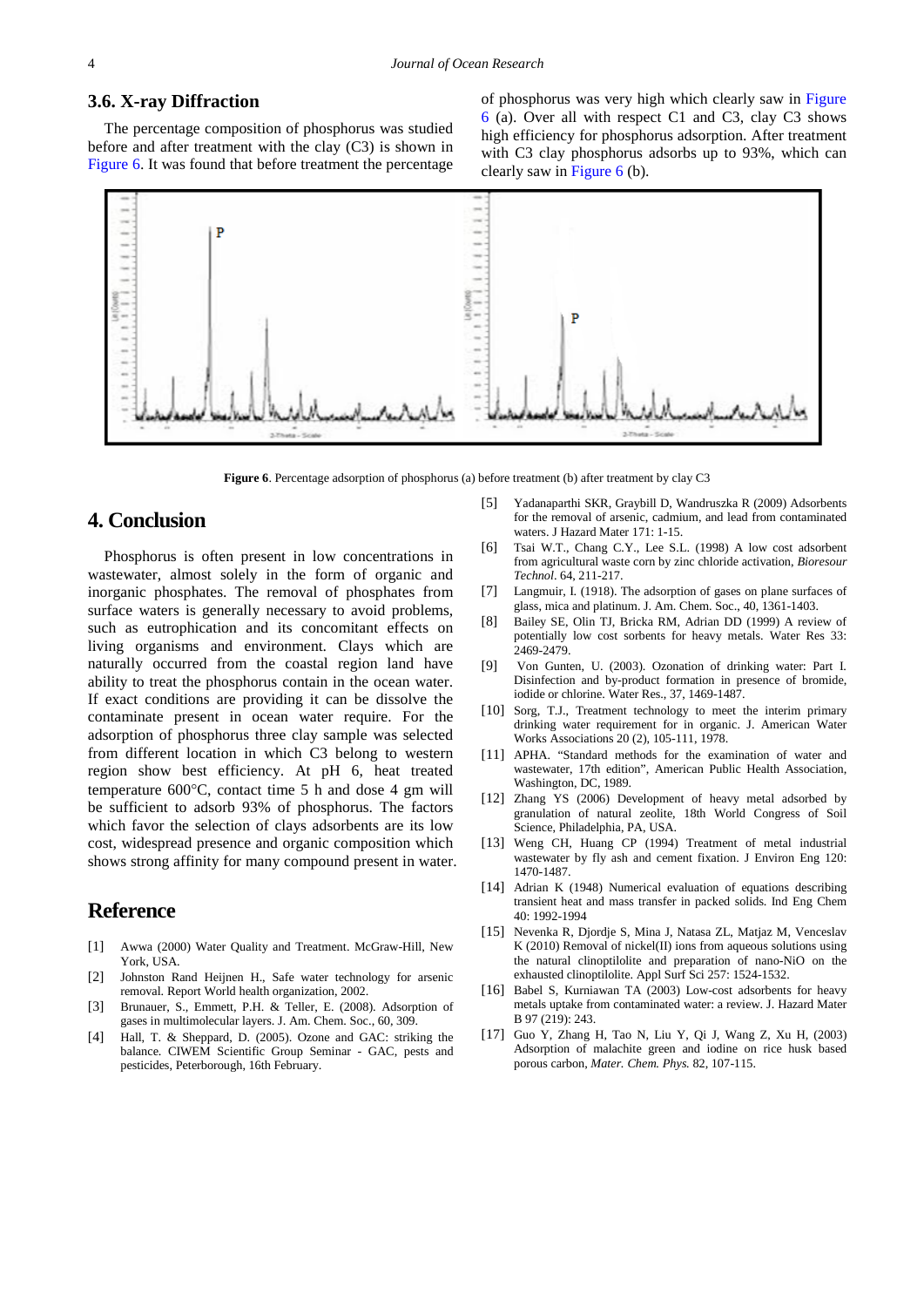### 3.6. X-ray Diffraction

The percentage composition of phosphorus was studied before and after treatment with the clay (C3) is shown in Figure 6. It was found that before treatment the percentage of phosphorus was very high which clearly saw in Figure 6 (a). Over all with respect C1 and C3, clay C3 shows high efficiency for phosphorus adsorption. After treatment with C3 clay phosphorus adsorbs up to 93%, which can clearly saw in Figure 6 (b).

P

Lin (Counts)

2-Theta - Scale

P

Lin (Counts)

2-Theta - Scale

**Figure 6**. Percentage adsorption of phosphorus (a) before treatment (b) after treatment by clay C3

## 4. Conclusion

Phosphorus is often present in low concentrations in wastewater, almost solely in the form of organic and inorganic phosphates. The removal of phosphates from surface waters is generally necessary to avoid problems, such as eutrophication and its concomitant effects on living organisms and environment. Clays which are naturally occurred from the coastal region land have ability to treat the phosphorus contain in the ocean water. If exact conditions are providing it can be dissolve the contaminate present in ocean water require. For the adsorption of phosphorus three clay sample was selected from different location in which C3 belong to western region show best efficiency. At pH 6, heat treated temperature 600°C, contact time 5 h and dose 4 gm will be sufficient to adsorb 93% of phosphorus. The factors which favor the selection of clays adsorbents are its low cost, widespread presence and organic composition which shows strong affinity for many compound present in water.

## Reference

[1] Awwa (2000) Water Quality and Treatment. McGraw-Hill, New York, USA.

[2] Johnston Rand Heijnen H., Safe water technology for arsenic removal. Report World health organization, 2002.

[3] Brunauer, S., Emmett, P.H. & Teller, E. (2008). Adsorption of gases in multimolecular layers. J. Am. Chem. Soc., 60, 309.

[4] Hall, T. & Sheppard, D. (2005). Ozone and GAC: striking the balance. CIWEM Scientific Group Seminar - GAC, pests and pesticides, Peterborough, 16th February.

[5] Yadanaparthi SKR, Graybill D, Wandruszka R (2009) Adsorbents for the removal of arsenic, cadmium, and lead from contaminated waters. J Hazard Mater 171: 1-15.

[6] Tsai W.T., Chang C.Y., Lee S.L. (1998) A low cost adsorbent from agricultural waste corn by zinc chloride activation, *Bioresour Technol.* 64, 211-217.

[7] Langmuir, I. (1918). The adsorption of gases on plane surfaces of glass, mica and platinum. J. Am. Chem. Soc., 40, 1361-1403.

[8] Bailey SE, Olin TJ, Bricka RM, Adrian DD (1999) A review of potentially low cost sorbents for heavy metals. Water Res 33: 2469-2479.

[9] Von Gunten, U. (2003). Ozonation of drinking water: Part I. Disinfection and by-product formation in presence of bromide, iodide or chlorine. Water Res., 37, 1469-1487.

[10] Sorg, T.J., Treatment technology to meet the interim primary drinking water requirement for in organic. J. American Water Works Associations 20 (2), 105-111, 1978.

[11] APHA. "Standard methods for the examination of water and wastewater, 17th edition", American Public Health Association, Washington, DC, 1989.

[12] Zhang YS (2006) Development of heavy metal adsorbed by granulation of natural zeolite, 18th World Congress of Soil Science, Philadelphia, PA, USA.

[13] Weng CH, Huang CP (1994) Treatment of metal industrial wastewater by fly ash and cement fixation. J Environ Eng 120: 1470-1487.

[14] Adrian K (1948) Numerical evaluation of equations describing transient heat and mass transfer in packed solids. Ind Eng Chem 40: 1992-1994

[15] Nevenka R, Djordje S, Mina J, Natasa ZL, Matjaz M, Venceslav K (2010) Removal of nickel(II) ions from aqueous solutions using the natural clinoptilolite and preparation of nano-NiO on the exhausted clinoptilolite. Appl Surf Sci 257: 1524-1532.

[16] Babel S, Kurniawan TA (2003) Low-cost adsorbents for heavy metals uptake from contaminated water: a review. J. Hazard Mater B 97 (219): 243.

[17] Guo Y, Zhang H, Tao N, Liu Y, Qi J, Wang Z, Xu H, (2003) Adsorption of malachite green and iodine on rice husk based porous carbon, *Mater. Chem. Phys.* 82, 107-115.